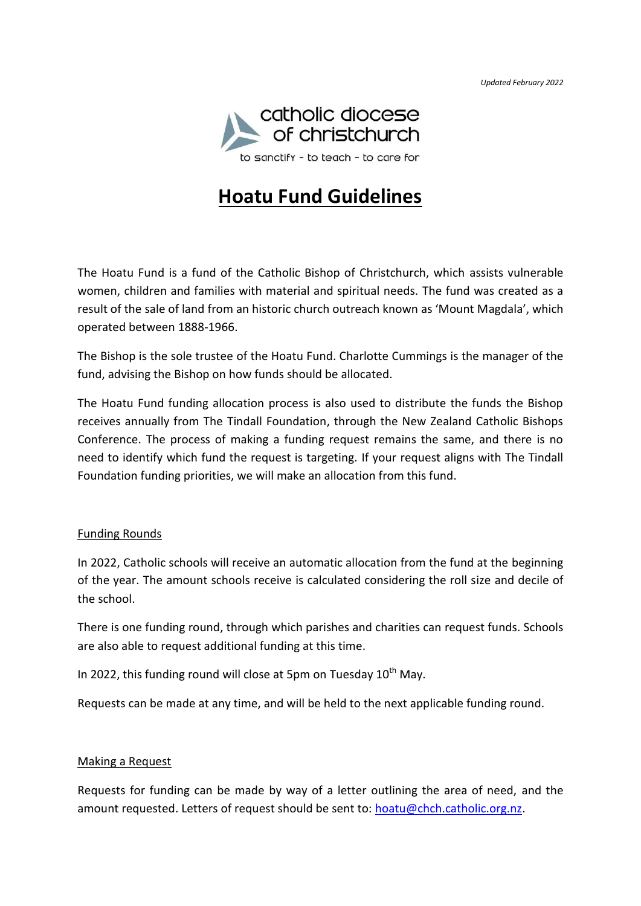*Updated February 2022*

catholic diocese of christchurch

to sanctify - to teach - to care for

# Hoatu Fund Guidelines

The Hoatu Fund is a fund of the Catholic Bishop of Christchurch, which assists vulnerable women, children and families with material and spiritual needs. The fund was created as a result of the sale of land from an historic church outreach known as 'Mount Magdala', which operated between 1888-1966.

The Bishop is the sole trustee of the Hoatu Fund. Charlotte Cummings is the manager of the fund, advising the Bishop on how funds should be allocated.

The Hoatu Fund funding allocation process is also used to distribute the funds the Bishop receives annually from The Tindall Foundation, through the New Zealand Catholic Bishops Conference. The process of making a funding request remains the same, and there is no need to identify which fund the request is targeting. If your request aligns with The Tindall Foundation funding priorities, we will make an allocation from this fund.

## Funding Rounds

In 2022, Catholic schools will receive an automatic allocation from the fund at the beginning of the year. The amount schools receive is calculated considering the roll size and decile of the school.

There is one funding round, through which parishes and charities can request funds. Schools are also able to request additional funding at this time.

In 2022, this funding round will close at 5pm on Tuesday 10th May.

Requests can be made at any time, and will be held to the next applicable funding round.

## Making a Request

Requests for funding can be made by way of a letter outlining the area of need, and the amount requested. Letters of request should be sent to: hoatu@chch.catholic.org.nz.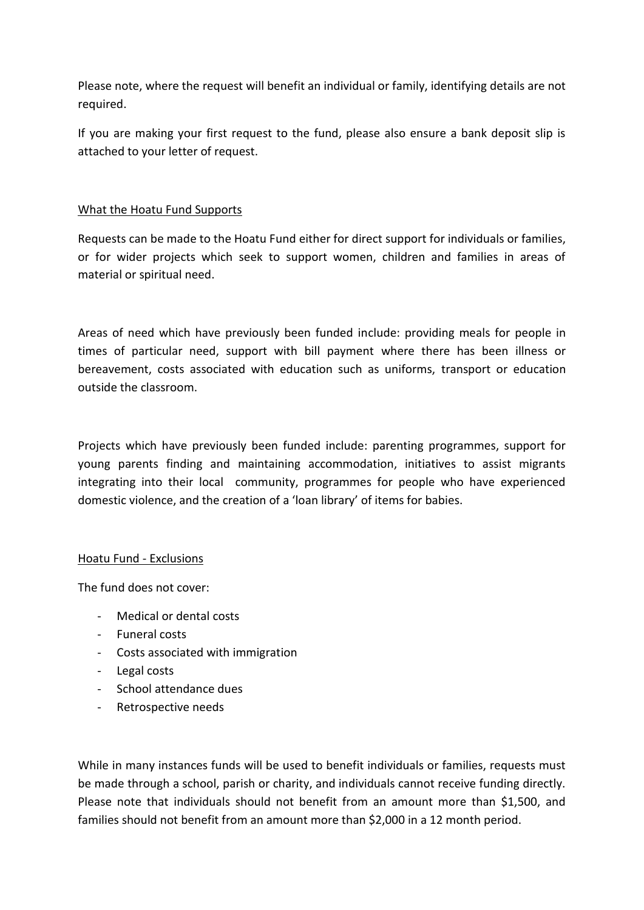Please note, where the request will benefit an individual or family, identifying details are not required.

If you are making your first request to the fund, please also ensure a bank deposit slip is attached to your letter of request.

## What the Hoatu Fund Supports

Requests can be made to the Hoatu Fund either for direct support for individuals or families, or for wider projects which seek to support women, children and families in areas of material or spiritual need.

Areas of need which have previously been funded include: providing meals for people in times of particular need, support with bill payment where there has been illness or bereavement, costs associated with education such as uniforms, transport or education outside the classroom.

Projects which have previously been funded include: parenting programmes, support for young parents finding and maintaining accommodation, initiatives to assist migrants integrating into their local community, programmes for people who have experienced domestic violence, and the creation of a 'loan library' of items for babies.

## Hoatu Fund - Exclusions

The fund does not cover:

- Medical or dental costs
- Funeral costs
- Costs associated with immigration
- Legal costs
- School attendance dues
- Retrospective needs

While in many instances funds will be used to benefit individuals or families, requests must be made through a school, parish or charity, and individuals cannot receive funding directly. Please note that individuals should not benefit from an amount more than $1,500, and families should not benefit from an amount more than $2,000 in a 12 month period.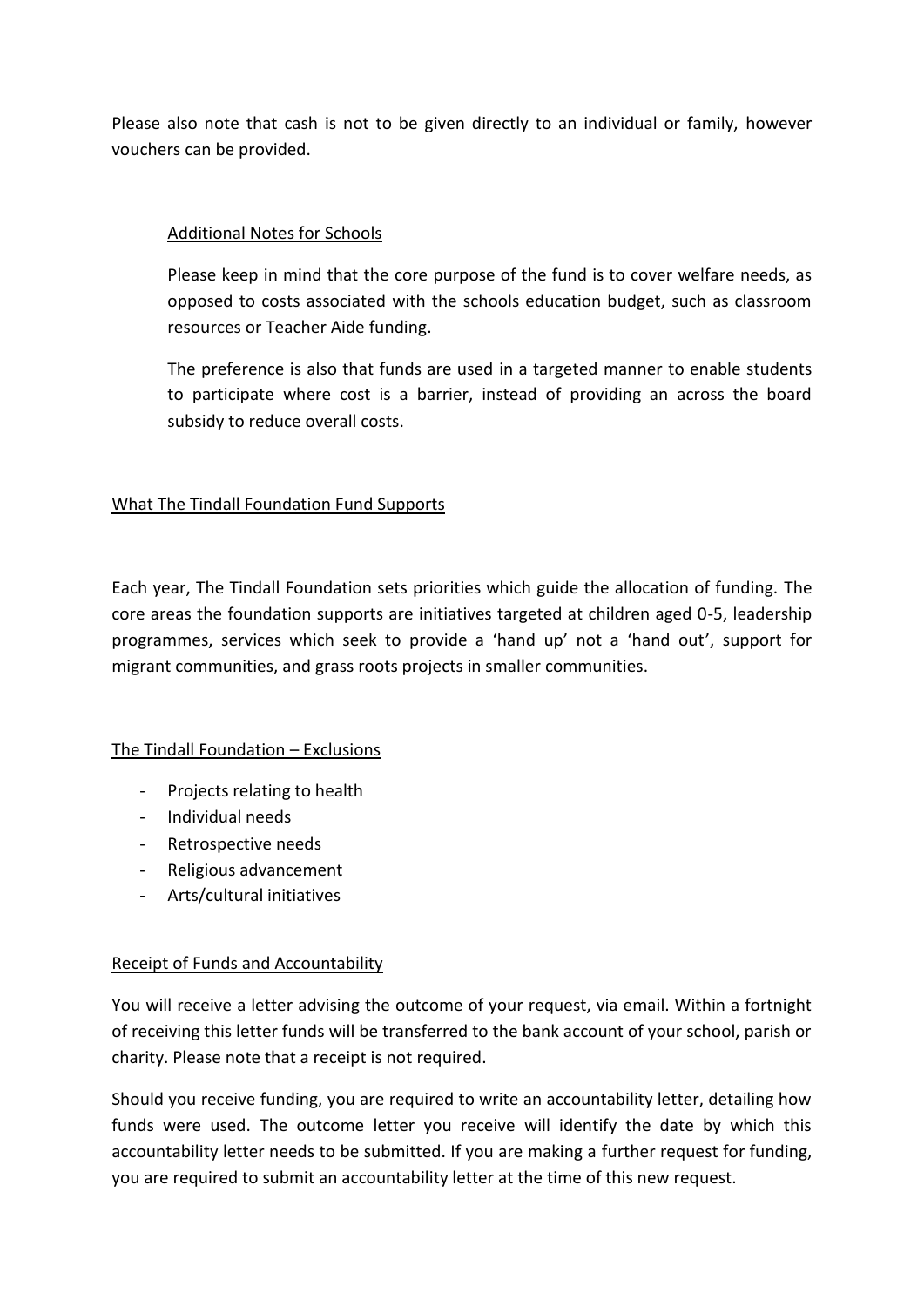Please also note that cash is not to be given directly to an individual or family, however vouchers can be provided.

### Additional Notes for Schools

Please keep in mind that the core purpose of the fund is to cover welfare needs, as opposed to costs associated with the schools education budget, such as classroom resources or Teacher Aide funding.

The preference is also that funds are used in a targeted manner to enable students to participate where cost is a barrier, instead of providing an across the board subsidy to reduce overall costs.

## What The Tindall Foundation Fund Supports

Each year, The Tindall Foundation sets priorities which guide the allocation of funding. The core areas the foundation supports are initiatives targeted at children aged 0-5, leadership programmes, services which seek to provide a 'hand up' not a 'hand out', support for migrant communities, and grass roots projects in smaller communities.

## The Tindall Foundation – Exclusions

- Projects relating to health
- Individual needs
- Retrospective needs
- Religious advancement
- Arts/cultural initiatives

## Receipt of Funds and Accountability

You will receive a letter advising the outcome of your request, via email. Within a fortnight of receiving this letter funds will be transferred to the bank account of your school, parish or charity. Please note that a receipt is not required.

Should you receive funding, you are required to write an accountability letter, detailing how funds were used. The outcome letter you receive will identify the date by which this accountability letter needs to be submitted. If you are making a further request for funding, you are required to submit an accountability letter at the time of this new request.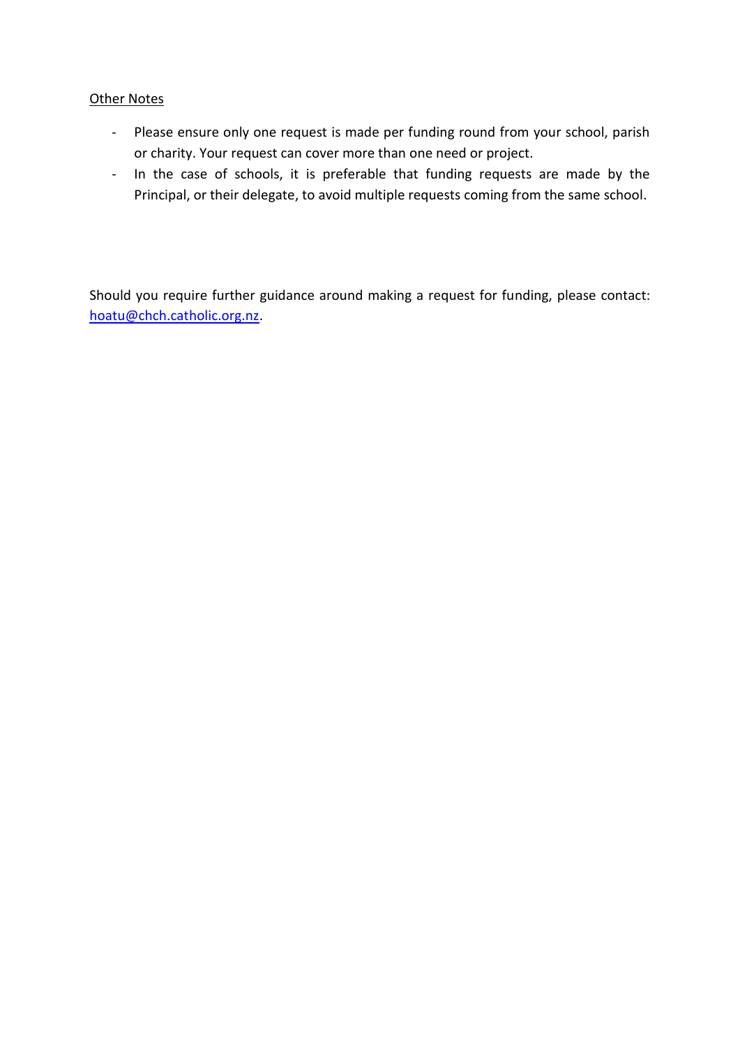Other Notes

- Please ensure only one request is made per funding round from your school, parish or charity. Your request can cover more than one need or project.
- In the case of schools, it is preferable that funding requests are made by the Principal, or their delegate, to avoid multiple requests coming from the same school.

Should you require further guidance around making a request for funding, please contact: hoatu@chch.catholic.org.nz.